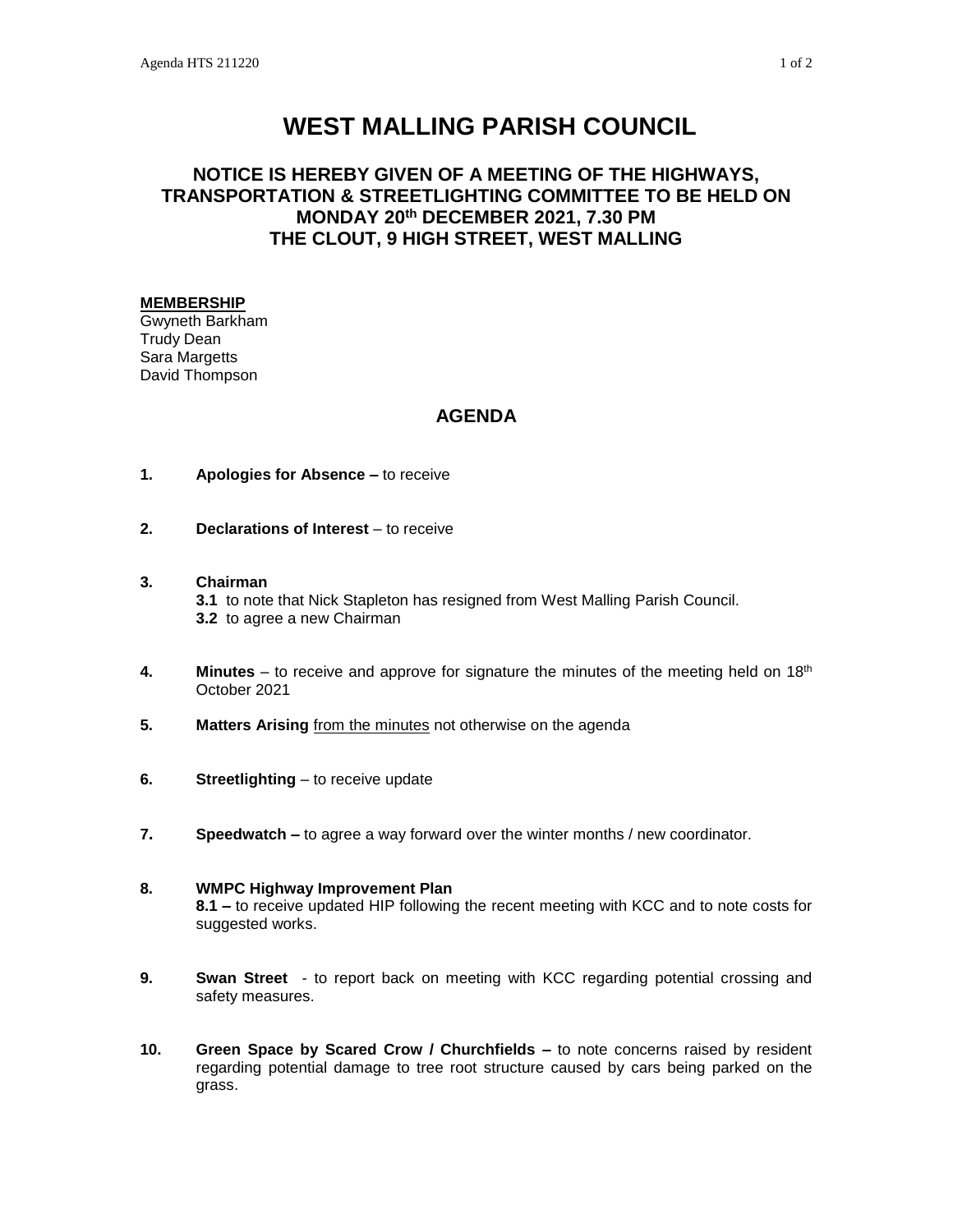# WEST MALLING PARISH COUNCIL

## NOTICE IS HEREBY GIVEN OF A MEETING OF THE HIGHWAYS, TRANSPORTATION & STREETLIGHTING COMMITTEE TO BE HELD ON MONDAY 20th DECEMBER 2021, 7.30 PM THE CLOUT, 9 HIGH STREET, WEST MALLING

**MEMBERSHIP**

Gwyneth Barkham
Trudy Dean
Sara Margetts
David Thompson

## AGENDA

**1. Apologies for Absence –** to receive

**2. Declarations of Interest** – to receive

**3. Chairman**

**3.1** to note that Nick Stapleton has resigned from West Malling Parish Council.
**3.2** to agree a new Chairman

**4. Minutes** – to receive and approve for signature the minutes of the meeting held on 18th October 2021

**5. Matters Arising** from the minutes not otherwise on the agenda

**6. Streetlighting** – to receive update

**7. Speedwatch –** to agree a way forward over the winter months / new coordinator.

**8. WMPC Highway Improvement Plan**

**8.1 –** to receive updated HIP following the recent meeting with KCC and to note costs for suggested works.

**9. Swan Street** - to report back on meeting with KCC regarding potential crossing and safety measures.

**10. Green Space by Scared Crow / Churchfields –** to note concerns raised by resident regarding potential damage to tree root structure caused by cars being parked on the grass.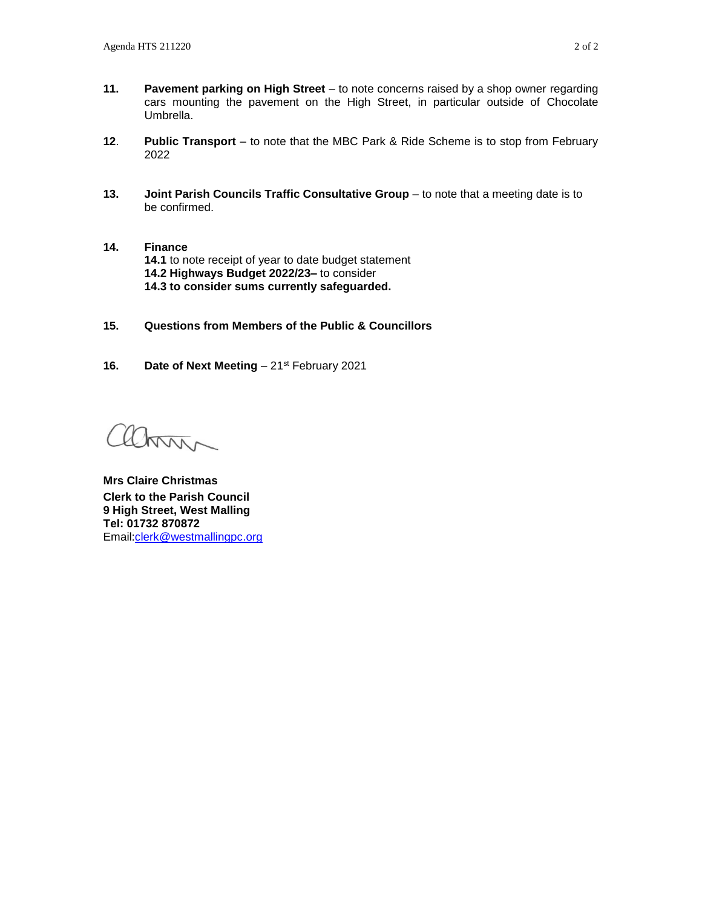**11.** **Pavement parking on High Street** – to note concerns raised by a shop owner regarding cars mounting the pavement on the High Street, in particular outside of Chocolate Umbrella.

**12**. **Public Transport** – to note that the MBC Park & Ride Scheme is to stop from February 2022

**13.** **Joint Parish Councils Traffic Consultative Group** – to note that a meeting date is to be confirmed.

**14.** **Finance**
**14.1** to note receipt of year to date budget statement
**14.2 Highways Budget 2022/23–** to consider
**14.3 to consider sums currently safeguarded.**

**15.** **Questions from Members of the Public & Councillors**

**16.** **Date of Next Meeting** – 21st February 2021

**Mrs Claire Christmas**
**Clerk to the Parish Council**
**9 High Street, West Malling**
**Tel: 01732 870872**
Email:clerk@westmallingpc.org